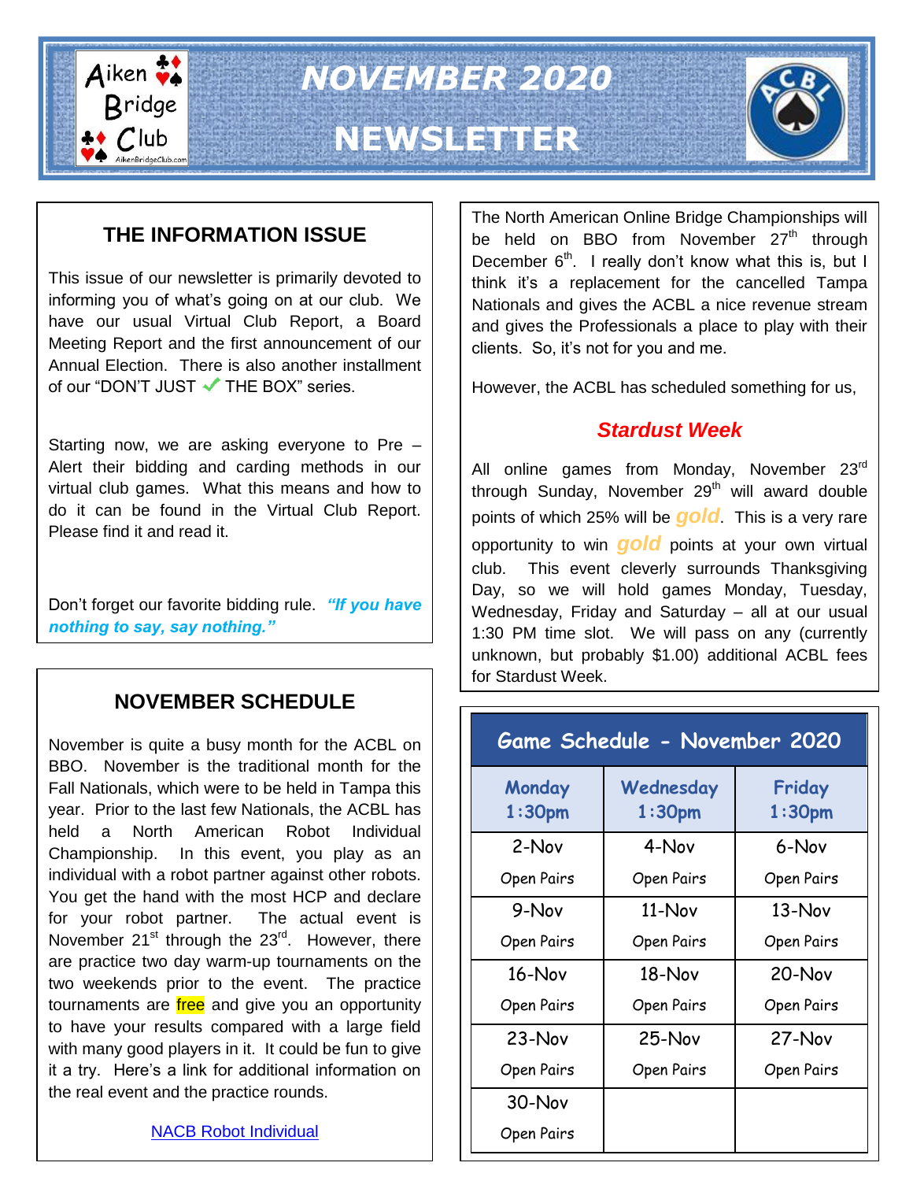# NOVEMBER 2020 NEWSLETTER

## THE INFORMATION ISSUE

This issue of our newsletter is primarily devoted to informing you of what's going on at our club. We have our usual Virtual Club Report, a Board Meeting Report and the first announcement of our Annual Election. There is also another installment of our "DON'T JUST ✓ THE BOX" series.

Starting now, we are asking everyone to Pre – Alert their bidding and carding methods in our virtual club games. What this means and how to do it can be found in the Virtual Club Report. Please find it and read it.

Don't forget our favorite bidding rule. ***"If you have nothing to say, say nothing."***

## NOVEMBER SCHEDULE

November is quite a busy month for the ACBL on BBO. November is the traditional month for the Fall Nationals, which were to be held in Tampa this year. Prior to the last few Nationals, the ACBL has held a North American Robot Individual Championship. In this event, you play as an individual with a robot partner against other robots. You get the hand with the most HCP and declare for your robot partner. The actual event is November 21st through the 23rd. However, there are practice two day warm-up tournaments on the two weekends prior to the event. The practice tournaments are free and give you an opportunity to have your results compared with a large field with many good players in it. It could be fun to give it a try. Here's a link for additional information on the real event and the practice rounds.

NACB Robot Individual

The North American Online Bridge Championships will be held on BBO from November 27th through December 6th. I really don't know what this is, but I think it's a replacement for the cancelled Tampa Nationals and gives the ACBL a nice revenue stream and gives the Professionals a place to play with their clients. So, it's not for you and me.

However, the ACBL has scheduled something for us,

### *Stardust Week*

All online games from Monday, November 23rd through Sunday, November 29th will award double points of which 25% will be ***gold***. This is a very rare opportunity to win ***gold*** points at your own virtual club. This event cleverly surrounds Thanksgiving Day, so we will hold games Monday, Tuesday, Wednesday, Friday and Saturday – all at our usual 1:30 PM time slot. We will pass on any (currently unknown, but probably $1.00) additional ACBL fees for Stardust Week.

| Game Schedule - November 2020 | | |
|---|---|---|
| Monday 1:30pm | Wednesday 1:30pm | Friday 1:30pm |
| 2-Nov Open Pairs | 4-Nov Open Pairs | 6-Nov Open Pairs |
| 9-Nov Open Pairs | 11-Nov Open Pairs | 13-Nov Open Pairs |
| 16-Nov Open Pairs | 18-Nov Open Pairs | 20-Nov Open Pairs |
| 23-Nov Open Pairs | 25-Nov Open Pairs | 27-Nov Open Pairs |
| 30-Nov Open Pairs | | |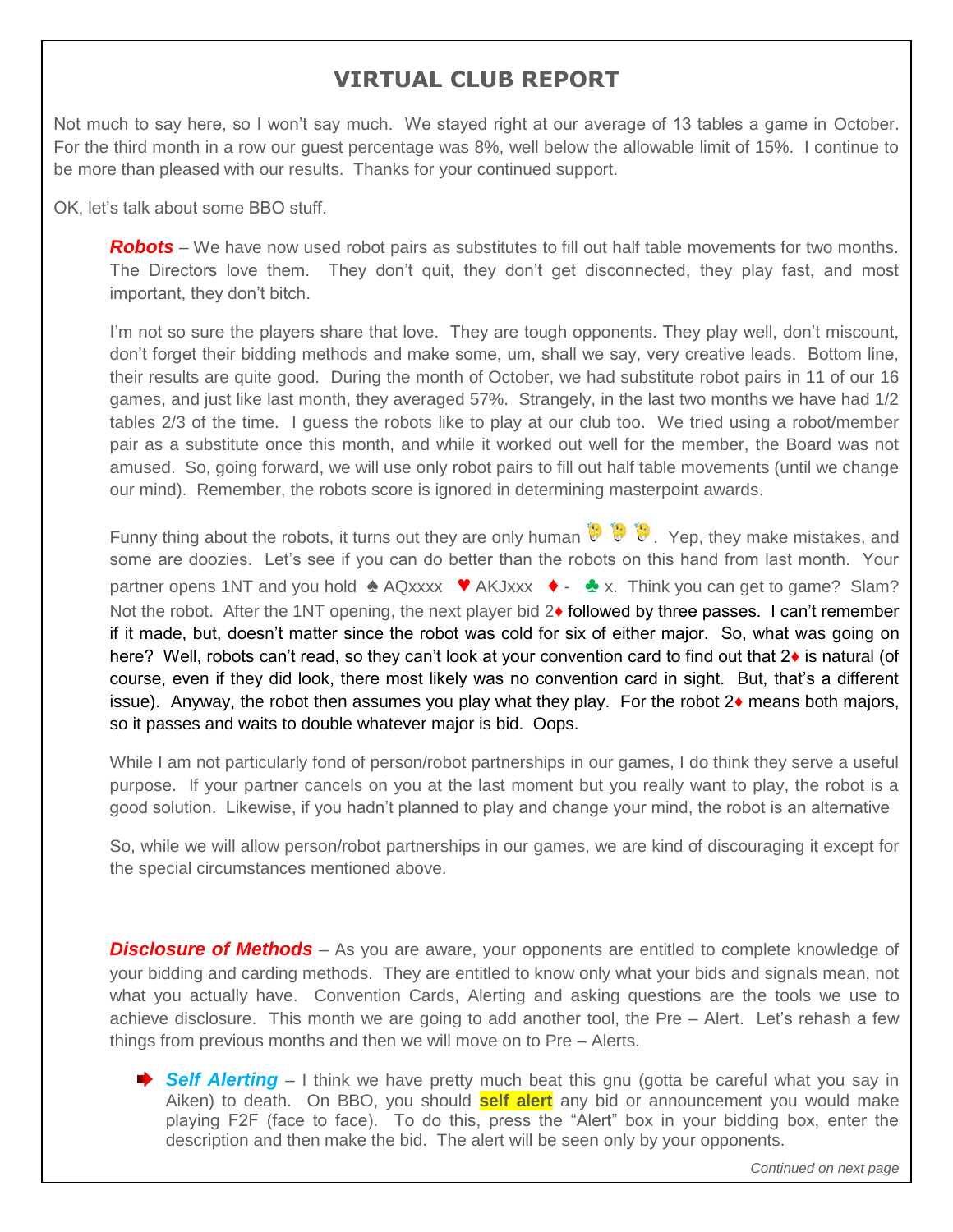## VIRTUAL CLUB REPORT

Not much to say here, so I won't say much. We stayed right at our average of 13 tables a game in October. For the third month in a row our guest percentage was 8%, well below the allowable limit of 15%. I continue to be more than pleased with our results. Thanks for your continued support.

OK, let's talk about some BBO stuff.

***Robots*** – We have now used robot pairs as substitutes to fill out half table movements for two months. The Directors love them. They don't quit, they don't get disconnected, they play fast, and most important, they don't bitch.

I'm not so sure the players share that love. They are tough opponents. They play well, don't miscount, don't forget their bidding methods and make some, um, shall we say, very creative leads. Bottom line, their results are quite good. During the month of October, we had substitute robot pairs in 11 of our 16 games, and just like last month, they averaged 57%. Strangely, in the last two months we have had 1/2 tables 2/3 of the time. I guess the robots like to play at our club too. We tried using a robot/member pair as a substitute once this month, and while it worked out well for the member, the Board was not amused. So, going forward, we will use only robot pairs to fill out half table movements (until we change our mind). Remember, the robots score is ignored in determining masterpoint awards.

Funny thing about the robots, it turns out they are only human 🤔 🤔 🤔. Yep, they make mistakes, and some are doozies. Let's see if you can do better than the robots on this hand from last month. Your partner opens 1NT and you hold ♠ AQxxxx ♥ AKJxxx ♦ - ♣ x. Think you can get to game? Slam? Not the robot. After the 1NT opening, the next player bid 2♦ followed by three passes. I can't remember if it made, but, doesn't matter since the robot was cold for six of either major. So, what was going on here? Well, robots can't read, so they can't look at your convention card to find out that 2♦ is natural (of course, even if they did look, there most likely was no convention card in sight. But, that's a different issue). Anyway, the robot then assumes you play what they play. For the robot 2♦ means both majors, so it passes and waits to double whatever major is bid. Oops.

While I am not particularly fond of person/robot partnerships in our games, I do think they serve a useful purpose. If your partner cancels on you at the last moment but you really want to play, the robot is a good solution. Likewise, if you hadn't planned to play and change your mind, the robot is an alternative

So, while we will allow person/robot partnerships in our games, we are kind of discouraging it except for the special circumstances mentioned above.

***Disclosure of Methods*** – As you are aware, your opponents are entitled to complete knowledge of your bidding and carding methods. They are entitled to know only what your bids and signals mean, not what you actually have. Convention Cards, Alerting and asking questions are the tools we use to achieve disclosure. This month we are going to add another tool, the Pre – Alert. Let's rehash a few things from previous months and then we will move on to Pre – Alerts.

- ***Self Alerting*** – I think we have pretty much beat this gnu (gotta be careful what you say in Aiken) to death. On BBO, you should **self alert** any bid or announcement you would make playing F2F (face to face). To do this, press the "Alert" box in your bidding box, enter the description and then make the bid. The alert will be seen only by your opponents.

*Continued on next page*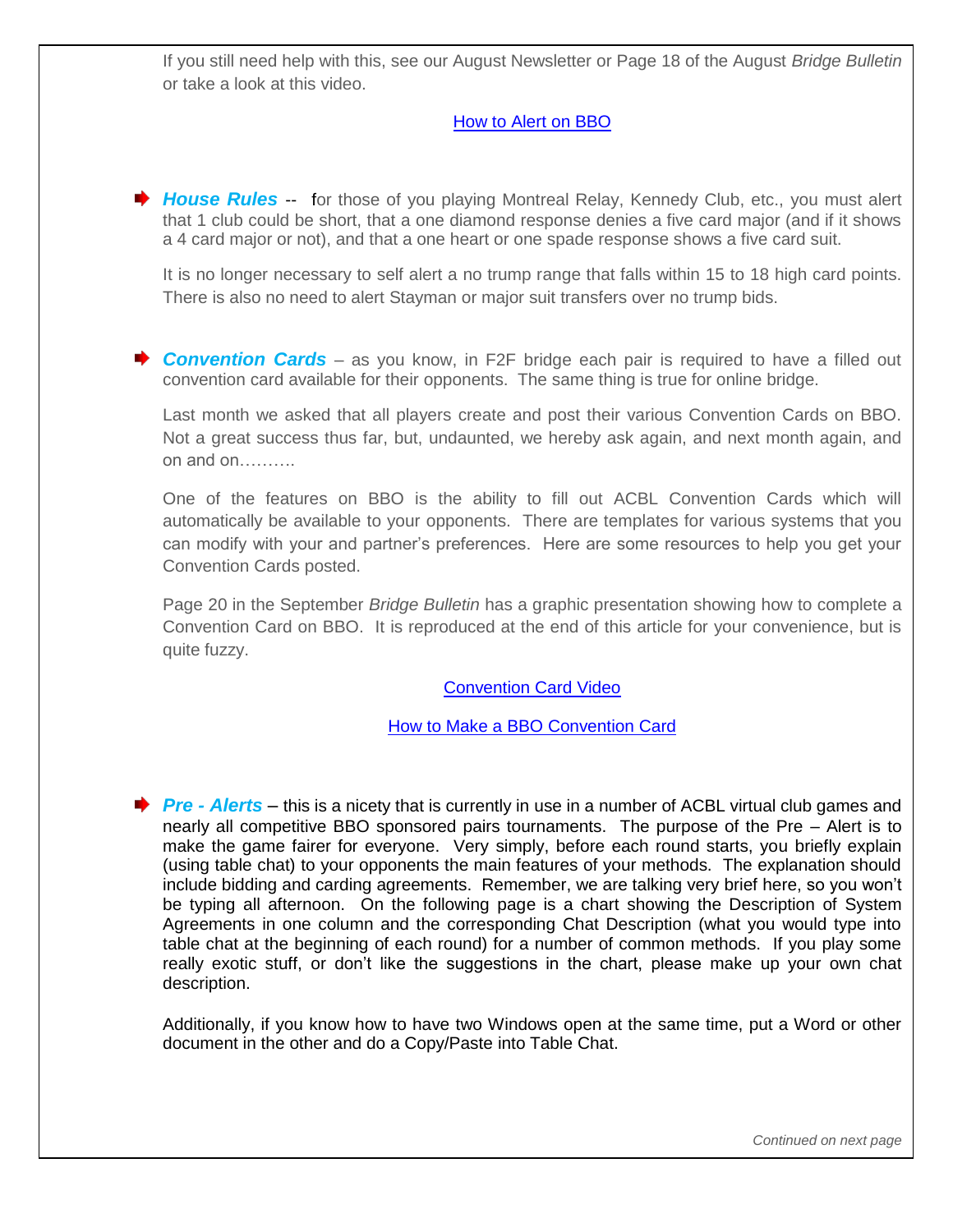If you still need help with this, see our August Newsletter or Page 18 of the August *Bridge Bulletin* or take a look at this video.

[How to Alert on BBO]

- ***House Rules*** -- for those of you playing Montreal Relay, Kennedy Club, etc., you must alert that 1 club could be short, that a one diamond response denies a five card major (and if it shows a 4 card major or not), and that a one heart or one spade response shows a five card suit.

  It is no longer necessary to self alert a no trump range that falls within 15 to 18 high card points. There is also no need to alert Stayman or major suit transfers over no trump bids.

- ***Convention Cards*** – as you know, in F2F bridge each pair is required to have a filled out convention card available for their opponents. The same thing is true for online bridge.

  Last month we asked that all players create and post their various Convention Cards on BBO. Not a great success thus far, but, undaunted, we hereby ask again, and next month again, and on and on……….

  One of the features on BBO is the ability to fill out ACBL Convention Cards which will automatically be available to your opponents. There are templates for various systems that you can modify with your and partner's preferences. Here are some resources to help you get your Convention Cards posted.

  Page 20 in the September *Bridge Bulletin* has a graphic presentation showing how to complete a Convention Card on BBO. It is reproduced at the end of this article for your convenience, but is quite fuzzy.

  [Convention Card Video]

  [How to Make a BBO Convention Card]

- ***Pre - Alerts*** – this is a nicety that is currently in use in a number of ACBL virtual club games and nearly all competitive BBO sponsored pairs tournaments. The purpose of the Pre – Alert is to make the game fairer for everyone. Very simply, before each round starts, you briefly explain (using table chat) to your opponents the main features of your methods. The explanation should include bidding and carding agreements. Remember, we are talking very brief here, so you won't be typing all afternoon. On the following page is a chart showing the Description of System Agreements in one column and the corresponding Chat Description (what you would type into table chat at the beginning of each round) for a number of common methods. If you play some really exotic stuff, or don't like the suggestions in the chart, please make up your own chat description.

  Additionally, if you know how to have two Windows open at the same time, put a Word or other document in the other and do a Copy/Paste into Table Chat.

*Continued on next page*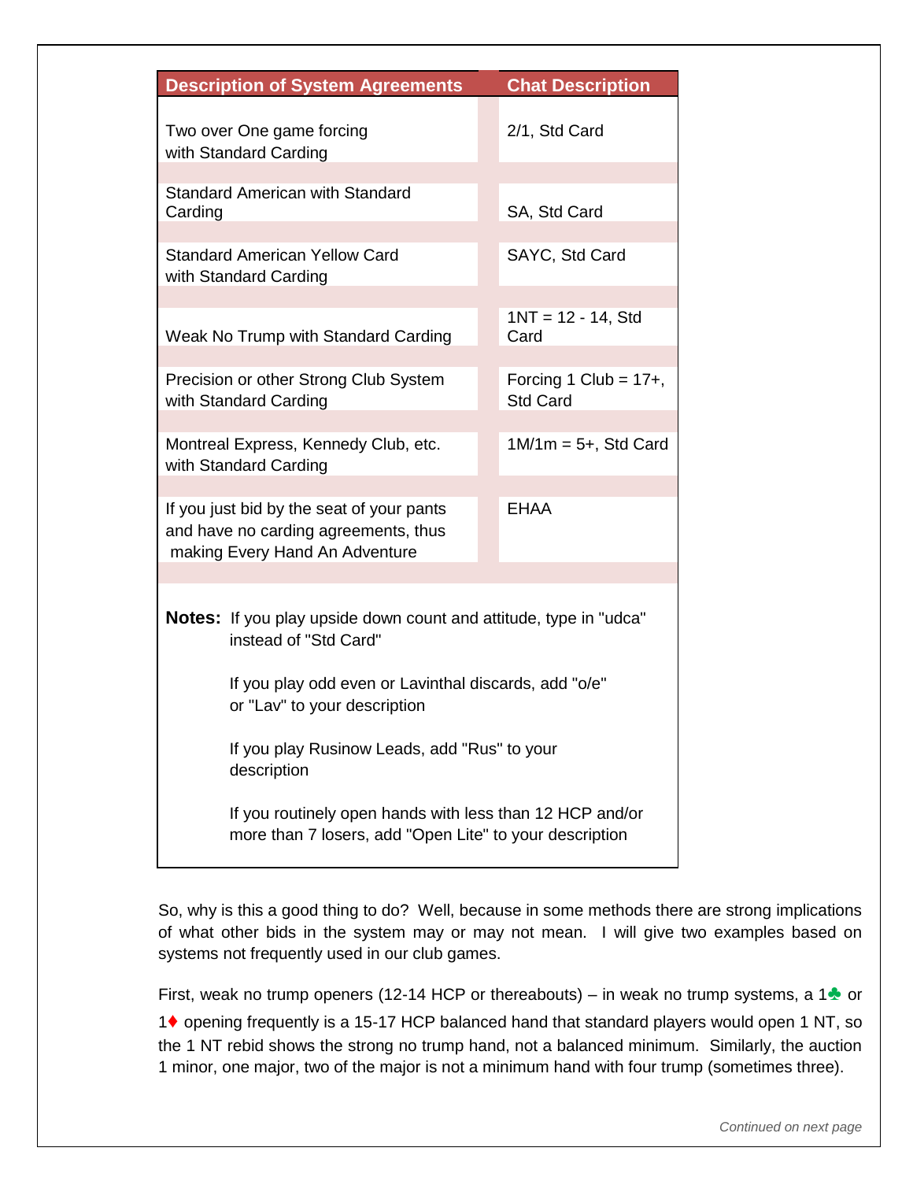| Description of System Agreements | Chat Description |
| --- | --- |
| Two over One game forcing with Standard Carding | 2/1, Std Card |
| Standard American with Standard Carding | SA, Std Card |
| Standard American Yellow Card with Standard Carding | SAYC, Std Card |
| Weak No Trump with Standard Carding | 1NT = 12 - 14, Std Card |
| Precision or other Strong Club System with Standard Carding | Forcing 1 Club = 17+, Std Card |
| Montreal Express, Kennedy Club, etc. with Standard Carding | 1M/1m = 5+, Std Card |
| If you just bid by the seat of your pants and have no carding agreements, thus making Every Hand An Adventure | EHAA |

**Notes:** If you play upside down count and attitude, type in "udca" instead of "Std Card"

If you play odd even or Lavinthal discards, add "o/e" or "Lav" to your description

If you play Rusinow Leads, add "Rus" to your description

If you routinely open hands with less than 12 HCP and/or more than 7 losers, add "Open Lite" to your description

So, why is this a good thing to do? Well, because in some methods there are strong implications of what other bids in the system may or may not mean. I will give two examples based on systems not frequently used in our club games.

First, weak no trump openers (12-14 HCP or thereabouts) – in weak no trump systems, a 1♣ or 1♦ opening frequently is a 15-17 HCP balanced hand that standard players would open 1 NT, so the 1 NT rebid shows the strong no trump hand, not a balanced minimum. Similarly, the auction 1 minor, one major, two of the major is not a minimum hand with four trump (sometimes three).

*Continued on next page*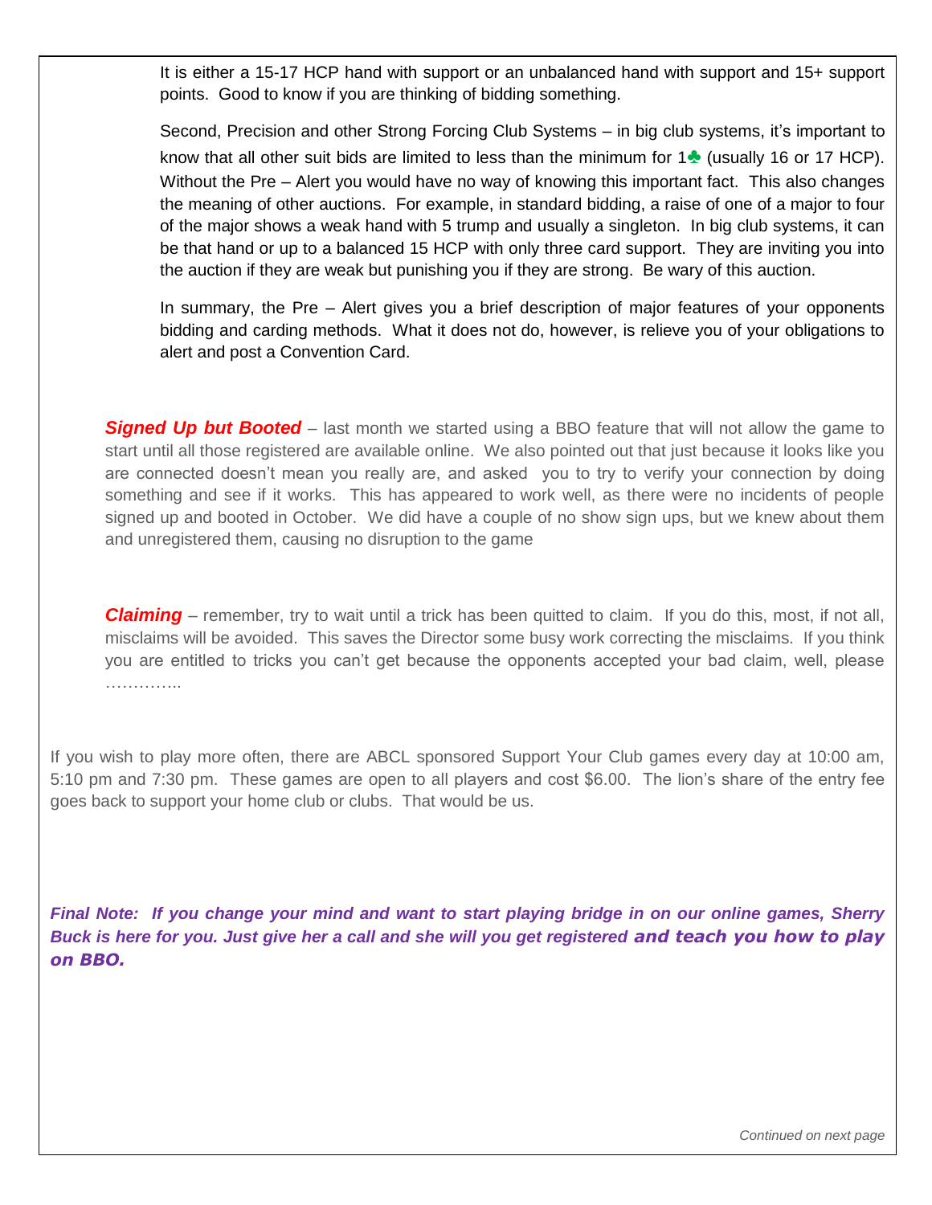It is either a 15-17 HCP hand with support or an unbalanced hand with support and 15+ support points. Good to know if you are thinking of bidding something.

Second, Precision and other Strong Forcing Club Systems – in big club systems, it's important to know that all other suit bids are limited to less than the minimum for 1♣ (usually 16 or 17 HCP). Without the Pre – Alert you would have no way of knowing this important fact. This also changes the meaning of other auctions. For example, in standard bidding, a raise of one of a major to four of the major shows a weak hand with 5 trump and usually a singleton. In big club systems, it can be that hand or up to a balanced 15 HCP with only three card support. They are inviting you into the auction if they are weak but punishing you if they are strong. Be wary of this auction.

In summary, the Pre – Alert gives you a brief description of major features of your opponents bidding and carding methods. What it does not do, however, is relieve you of your obligations to alert and post a Convention Card.

***Signed Up but Booted*** – last month we started using a BBO feature that will not allow the game to start until all those registered are available online. We also pointed out that just because it looks like you are connected doesn't mean you really are, and asked you to try to verify your connection by doing something and see if it works. This has appeared to work well, as there were no incidents of people signed up and booted in October. We did have a couple of no show sign ups, but we knew about them and unregistered them, causing no disruption to the game

***Claiming*** – remember, try to wait until a trick has been quitted to claim. If you do this, most, if not all, misclaims will be avoided. This saves the Director some busy work correcting the misclaims. If you think you are entitled to tricks you can't get because the opponents accepted your bad claim, well, please …………..

If you wish to play more often, there are ABCL sponsored Support Your Club games every day at 10:00 am, 5:10 pm and 7:30 pm. These games are open to all players and cost $6.00. The lion's share of the entry fee goes back to support your home club or clubs. That would be us.

***Final Note: If you change your mind and want to start playing bridge in on our online games, Sherry Buck is here for you. Just give her a call and she will you get registered and teach you how to play on BBO.***

*Continued on next page*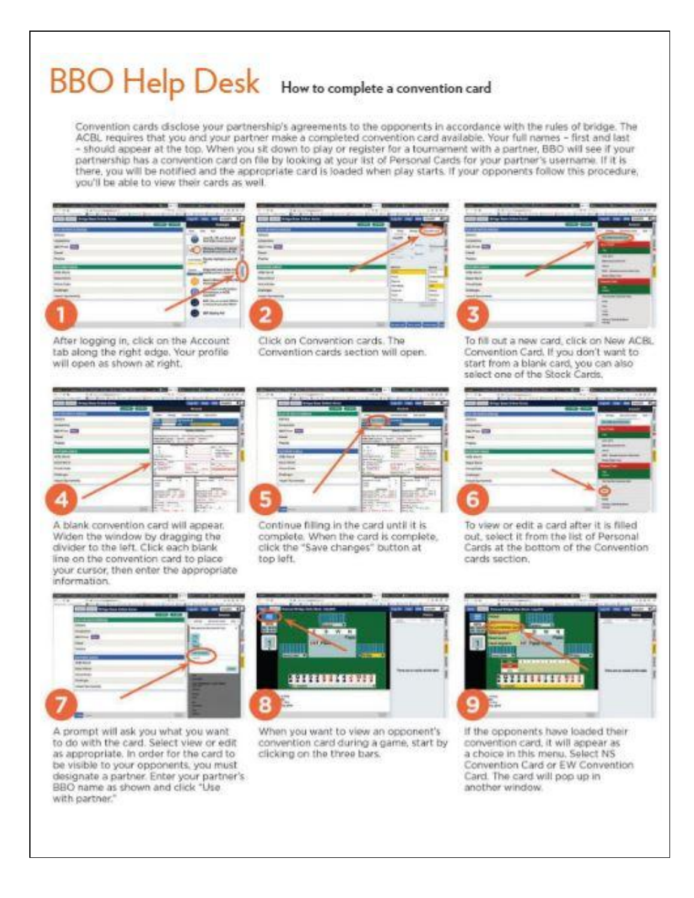# BBO Help Desk

## How to complete a convention card

Convention cards disclose your partnership's agreements to the opponents in accordance with the rules of bridge. The ACBL requires that you and your partner make a completed convention card available. Your full names – first and last – should appear at the top. When you sit down to play or register for a tournament with a partner, BBO will see if your partnership has a convention card on file by looking at your list of Personal Cards for your partner's username. If it is there, you will be notified and the appropriate card is loaded when play starts. If your opponents follow this procedure, you'll be able to view their cards as well.

1. After logging in, click on the Account tab along the right edge. Your profile will open as shown at right.

2. Click on Convention cards. The Convention cards section will open.

3. To fill out a new card, click on New ACBL Convention Card. If you don't want to start from a blank card, you can also select one of the Stock Cards.

4. A blank convention card will appear. Widen the window by dragging the divider to the left. Click each blank line on the convention card to place your cursor, then enter the appropriate information.

5. Continue filling in the card until it is complete. When the card is complete, click the "Save changes" button at top left.

6. To view or edit a card after it is filled out, select it from the list of Personal Cards at the bottom of the Convention cards section.

7. A prompt will ask you what you want to do with the card. Select view or edit as appropriate. In order for the card to be visible to your opponents, you must designate a partner. Enter your partner's BBO name as shown and click "Use with partner."

8. When you want to view an opponent's convention card during a game, start by clicking on the three bars.

9. If the opponents have loaded their convention card, it will appear as a choice in this menu. Select NS Convention Card or EW Convention Card. The card will pop up in another window.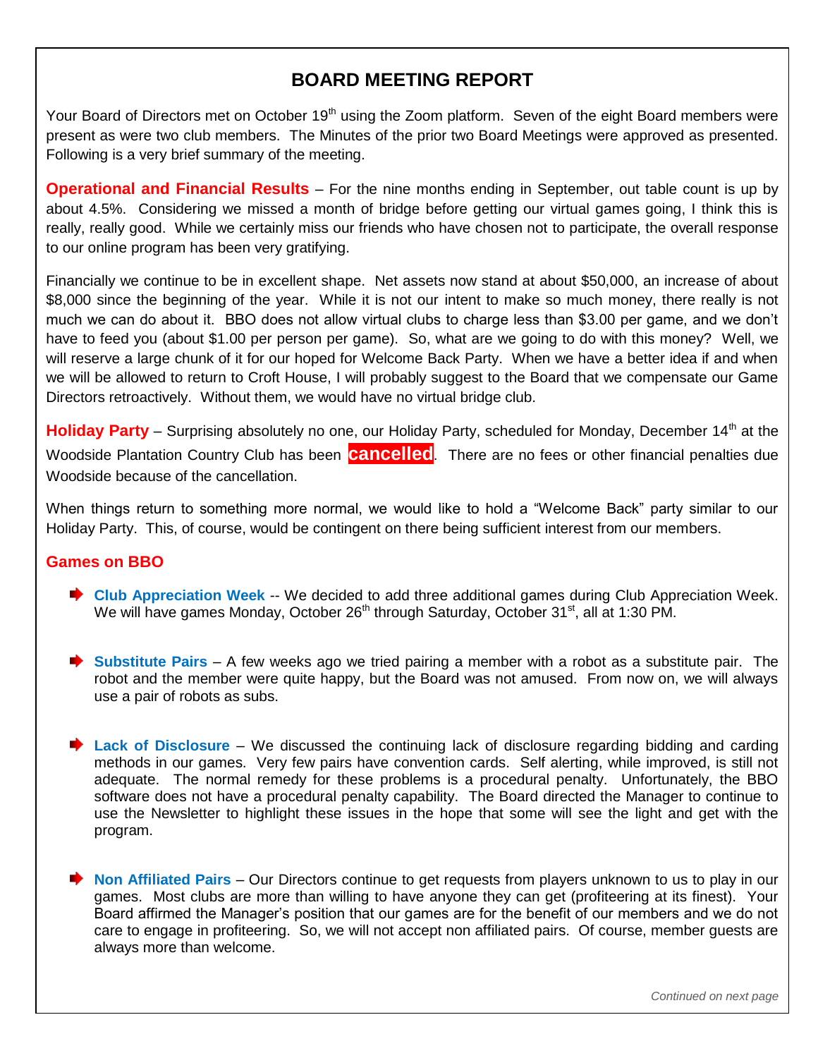# BOARD MEETING REPORT

Your Board of Directors met on October 19th using the Zoom platform. Seven of the eight Board members were present as were two club members. The Minutes of the prior two Board Meetings were approved as presented. Following is a very brief summary of the meeting.

**Operational and Financial Results** – For the nine months ending in September, out table count is up by about 4.5%. Considering we missed a month of bridge before getting our virtual games going, I think this is really, really good. While we certainly miss our friends who have chosen not to participate, the overall response to our online program has been very gratifying.

Financially we continue to be in excellent shape. Net assets now stand at about $50,000, an increase of about $8,000 since the beginning of the year. While it is not our intent to make so much money, there really is not much we can do about it. BBO does not allow virtual clubs to charge less than $3.00 per game, and we don't have to feed you (about $1.00 per person per game). So, what are we going to do with this money? Well, we will reserve a large chunk of it for our hoped for Welcome Back Party. When we have a better idea if and when we will be allowed to return to Croft House, I will probably suggest to the Board that we compensate our Game Directors retroactively. Without them, we would have no virtual bridge club.

**Holiday Party** – Surprising absolutely no one, our Holiday Party, scheduled for Monday, December 14th at the Woodside Plantation Country Club has been **cancelled**. There are no fees or other financial penalties due Woodside because of the cancellation.

When things return to something more normal, we would like to hold a "Welcome Back" party similar to our Holiday Party. This, of course, would be contingent on there being sufficient interest from our members.

## Games on BBO

- **Club Appreciation Week** -- We decided to add three additional games during Club Appreciation Week. We will have games Monday, October 26th through Saturday, October 31st, all at 1:30 PM.

- **Substitute Pairs** – A few weeks ago we tried pairing a member with a robot as a substitute pair. The robot and the member were quite happy, but the Board was not amused. From now on, we will always use a pair of robots as subs.

- **Lack of Disclosure** – We discussed the continuing lack of disclosure regarding bidding and carding methods in our games. Very few pairs have convention cards. Self alerting, while improved, is still not adequate. The normal remedy for these problems is a procedural penalty. Unfortunately, the BBO software does not have a procedural penalty capability. The Board directed the Manager to continue to use the Newsletter to highlight these issues in the hope that some will see the light and get with the program.

- **Non Affiliated Pairs** – Our Directors continue to get requests from players unknown to us to play in our games. Most clubs are more than willing to have anyone they can get (profiteering at its finest). Your Board affirmed the Manager's position that our games are for the benefit of our members and we do not care to engage in profiteering. So, we will not accept non affiliated pairs. Of course, member guests are always more than welcome.

*Continued on next page*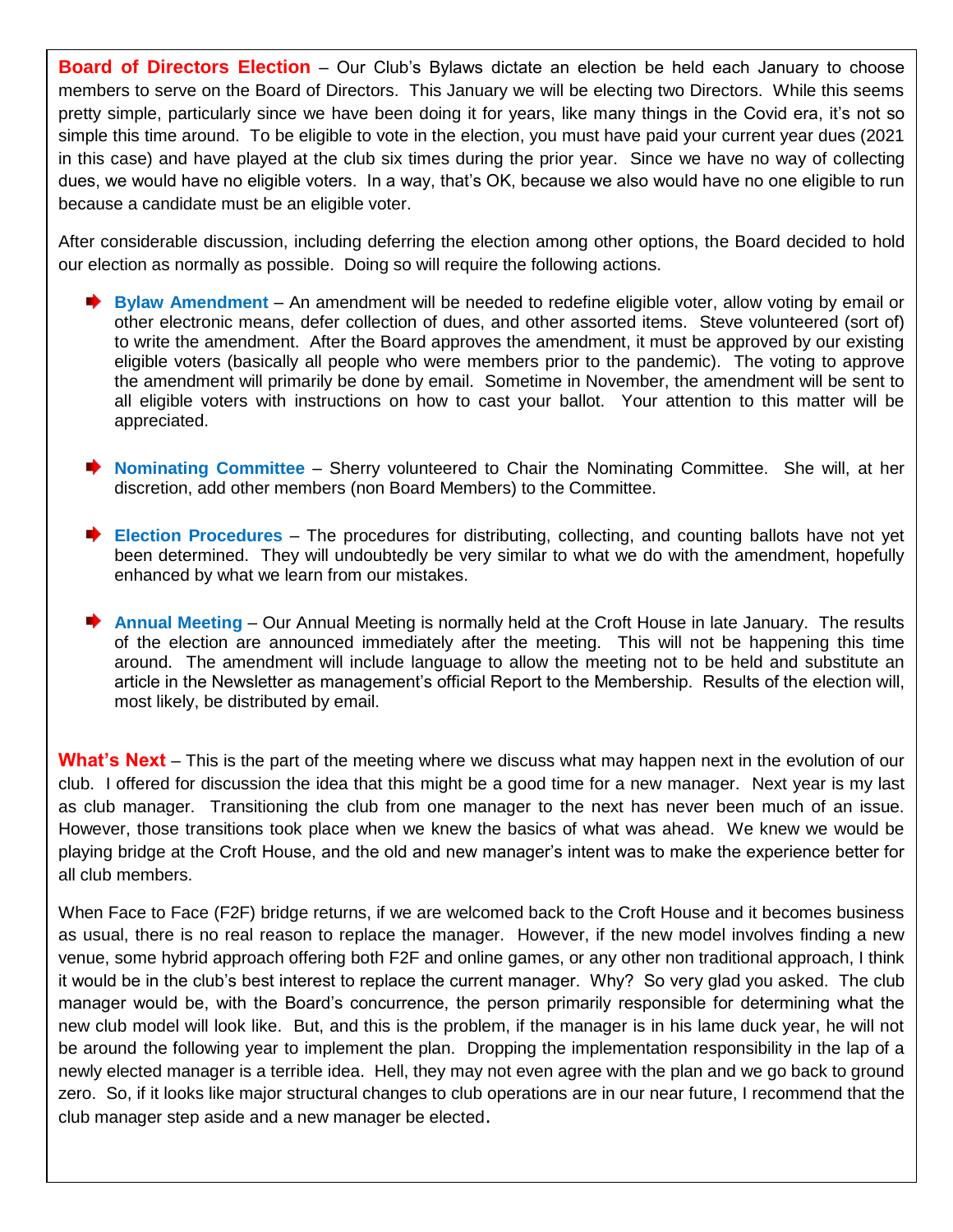**Board of Directors Election** – Our Club's Bylaws dictate an election be held each January to choose members to serve on the Board of Directors. This January we will be electing two Directors. While this seems pretty simple, particularly since we have been doing it for years, like many things in the Covid era, it's not so simple this time around. To be eligible to vote in the election, you must have paid your current year dues (2021 in this case) and have played at the club six times during the prior year. Since we have no way of collecting dues, we would have no eligible voters. In a way, that's OK, because we also would have no one eligible to run because a candidate must be an eligible voter.

After considerable discussion, including deferring the election among other options, the Board decided to hold our election as normally as possible. Doing so will require the following actions.

- **Bylaw Amendment** – An amendment will be needed to redefine eligible voter, allow voting by email or other electronic means, defer collection of dues, and other assorted items. Steve volunteered (sort of) to write the amendment. After the Board approves the amendment, it must be approved by our existing eligible voters (basically all people who were members prior to the pandemic). The voting to approve the amendment will primarily be done by email. Sometime in November, the amendment will be sent to all eligible voters with instructions on how to cast your ballot. Your attention to this matter will be appreciated.

- **Nominating Committee** – Sherry volunteered to Chair the Nominating Committee. She will, at her discretion, add other members (non Board Members) to the Committee.

- **Election Procedures** – The procedures for distributing, collecting, and counting ballots have not yet been determined. They will undoubtedly be very similar to what we do with the amendment, hopefully enhanced by what we learn from our mistakes.

- **Annual Meeting** – Our Annual Meeting is normally held at the Croft House in late January. The results of the election are announced immediately after the meeting. This will not be happening this time around. The amendment will include language to allow the meeting not to be held and substitute an article in the Newsletter as management's official Report to the Membership. Results of the election will, most likely, be distributed by email.

**What's Next** – This is the part of the meeting where we discuss what may happen next in the evolution of our club. I offered for discussion the idea that this might be a good time for a new manager. Next year is my last as club manager. Transitioning the club from one manager to the next has never been much of an issue. However, those transitions took place when we knew the basics of what was ahead. We knew we would be playing bridge at the Croft House, and the old and new manager's intent was to make the experience better for all club members.

When Face to Face (F2F) bridge returns, if we are welcomed back to the Croft House and it becomes business as usual, there is no real reason to replace the manager. However, if the new model involves finding a new venue, some hybrid approach offering both F2F and online games, or any other non traditional approach, I think it would be in the club's best interest to replace the current manager. Why? So very glad you asked. The club manager would be, with the Board's concurrence, the person primarily responsible for determining what the new club model will look like. But, and this is the problem, if the manager is in his lame duck year, he will not be around the following year to implement the plan. Dropping the implementation responsibility in the lap of a newly elected manager is a terrible idea. Hell, they may not even agree with the plan and we go back to ground zero. So, if it looks like major structural changes to club operations are in our near future, I recommend that the club manager step aside and a new manager be elected.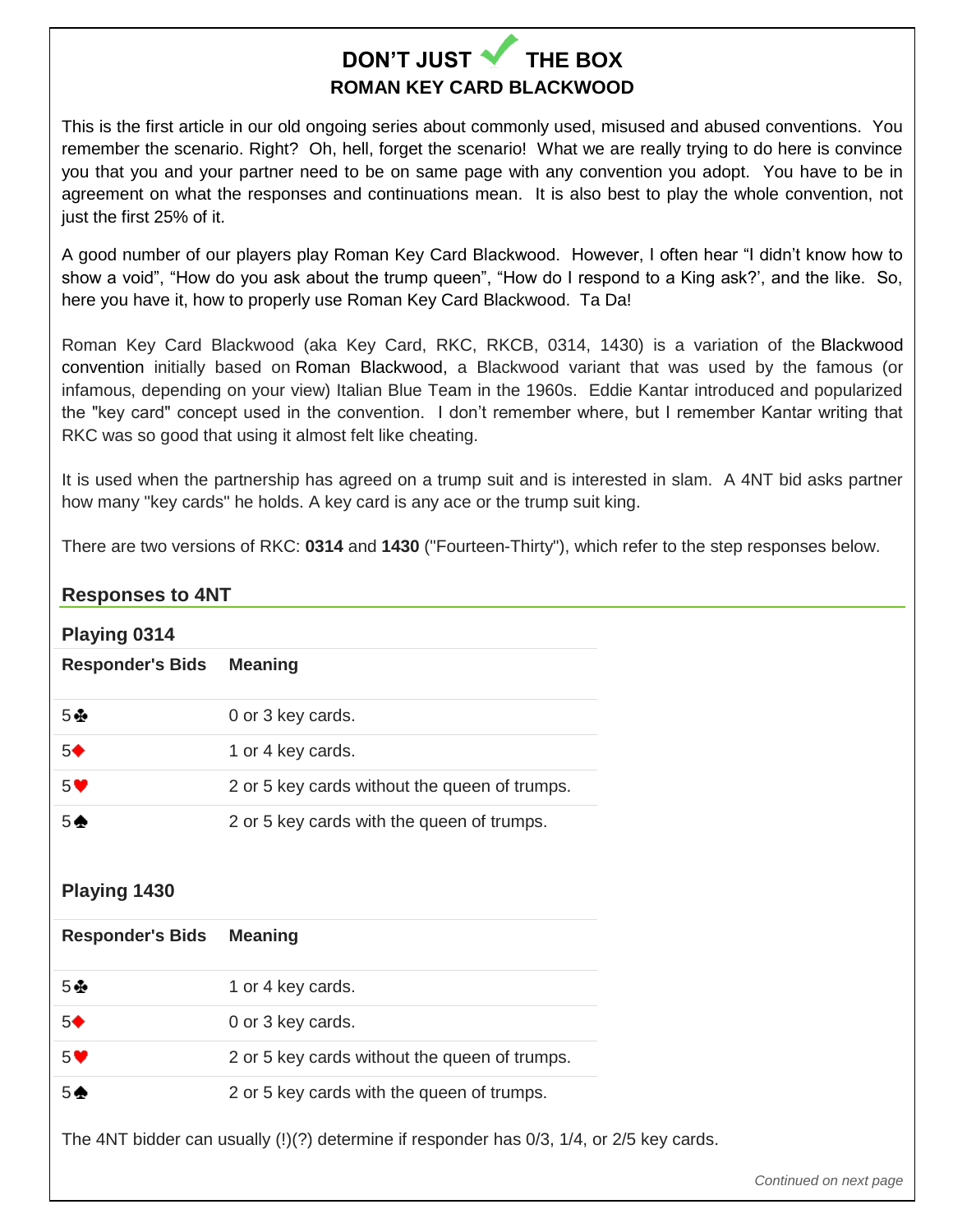# DON'T JUST ✔ THE BOX

## ROMAN KEY CARD BLACKWOOD

This is the first article in our old ongoing series about commonly used, misused and abused conventions. You remember the scenario. Right? Oh, hell, forget the scenario! What we are really trying to do here is convince you that you and your partner need to be on same page with any convention you adopt. You have to be in agreement on what the responses and continuations mean. It is also best to play the whole convention, not just the first 25% of it.

A good number of our players play Roman Key Card Blackwood. However, I often hear "I didn't know how to show a void", "How do you ask about the trump queen", "How do I respond to a King ask?', and the like. So, here you have it, how to properly use Roman Key Card Blackwood. Ta Da!

Roman Key Card Blackwood (aka Key Card, RKC, RKCB, 0314, 1430) is a variation of the Blackwood convention initially based on Roman Blackwood, a Blackwood variant that was used by the famous (or infamous, depending on your view) Italian Blue Team in the 1960s. Eddie Kantar introduced and popularized the "key card" concept used in the convention. I don't remember where, but I remember Kantar writing that RKC was so good that using it almost felt like cheating.

It is used when the partnership has agreed on a trump suit and is interested in slam. A 4NT bid asks partner how many "key cards" he holds. A key card is any ace or the trump suit king.

There are two versions of RKC: **0314** and **1430** ("Fourteen-Thirty"), which refer to the step responses below.

### Responses to 4NT

#### Playing 0314

| Responder's Bids | Meaning |
|---|---|
| 5♣ | 0 or 3 key cards. |
| 5♦ | 1 or 4 key cards. |
| 5♥ | 2 or 5 key cards without the queen of trumps. |
| 5♠ | 2 or 5 key cards with the queen of trumps. |

#### Playing 1430

| Responder's Bids | Meaning |
|---|---|
| 5♣ | 1 or 4 key cards. |
| 5♦ | 0 or 3 key cards. |
| 5♥ | 2 or 5 key cards without the queen of trumps. |
| 5♠ | 2 or 5 key cards with the queen of trumps. |

The 4NT bidder can usually (!)(?) determine if responder has 0/3, 1/4, or 2/5 key cards.

*Continued on next page*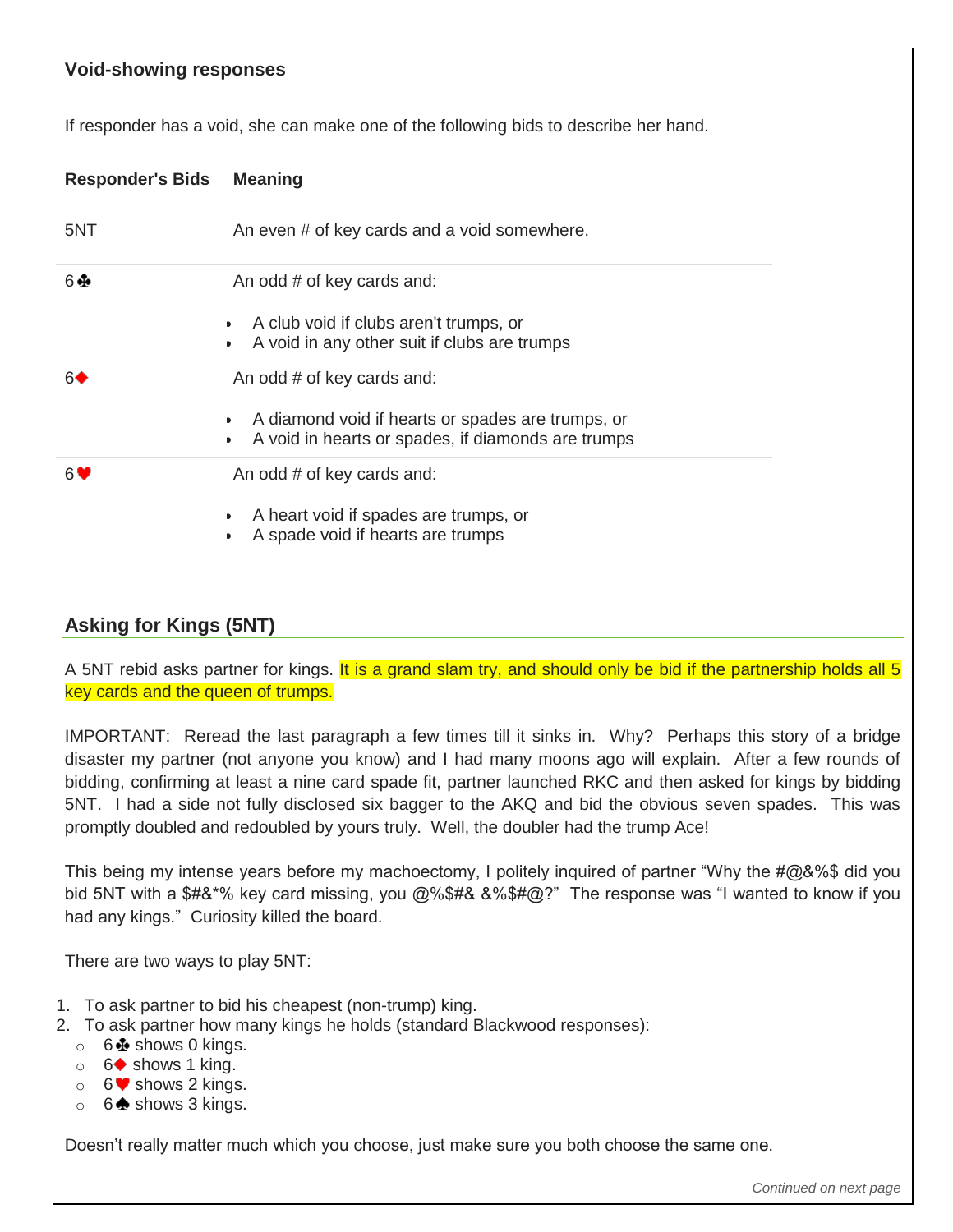## Void-showing responses

If responder has a void, she can make one of the following bids to describe her hand.

| Responder's Bids | Meaning |
|---|---|
| 5NT | An even # of key cards and a void somewhere. |
| 6♣ | An odd # of key cards and: <br>• A club void if clubs aren't trumps, or <br>• A void in any other suit if clubs are trumps |
| 6♦ | An odd # of key cards and: <br>• A diamond void if hearts or spades are trumps, or <br>• A void in hearts or spades, if diamonds are trumps |
| 6♥ | An odd # of key cards and: <br>• A heart void if spades are trumps, or <br>• A spade void if hearts are trumps |

## Asking for Kings (5NT)

A 5NT rebid asks partner for kings. It is a grand slam try, and should only be bid if the partnership holds all 5 key cards and the queen of trumps.

IMPORTANT: Reread the last paragraph a few times till it sinks in. Why? Perhaps this story of a bridge disaster my partner (not anyone you know) and I had many moons ago will explain. After a few rounds of bidding, confirming at least a nine card spade fit, partner launched RKC and then asked for kings by bidding 5NT. I had a side not fully disclosed six bagger to the AKQ and bid the obvious seven spades. This was promptly doubled and redoubled by yours truly. Well, the doubler had the trump Ace!

This being my intense years before my machoectomy, I politely inquired of partner "Why the #@&%$ did you bid 5NT with a $#&*% key card missing, you @%$#& &%$#@?" The response was "I wanted to know if you had any kings." Curiosity killed the board.

There are two ways to play 5NT:

1. To ask partner to bid his cheapest (non-trump) king.
2. To ask partner how many kings he holds (standard Blackwood responses):
   - 6♣ shows 0 kings.
   - 6♦ shows 1 king.
   - 6♥ shows 2 kings.
   - 6♠ shows 3 kings.

Doesn't really matter much which you choose, just make sure you both choose the same one.

*Continued on next page*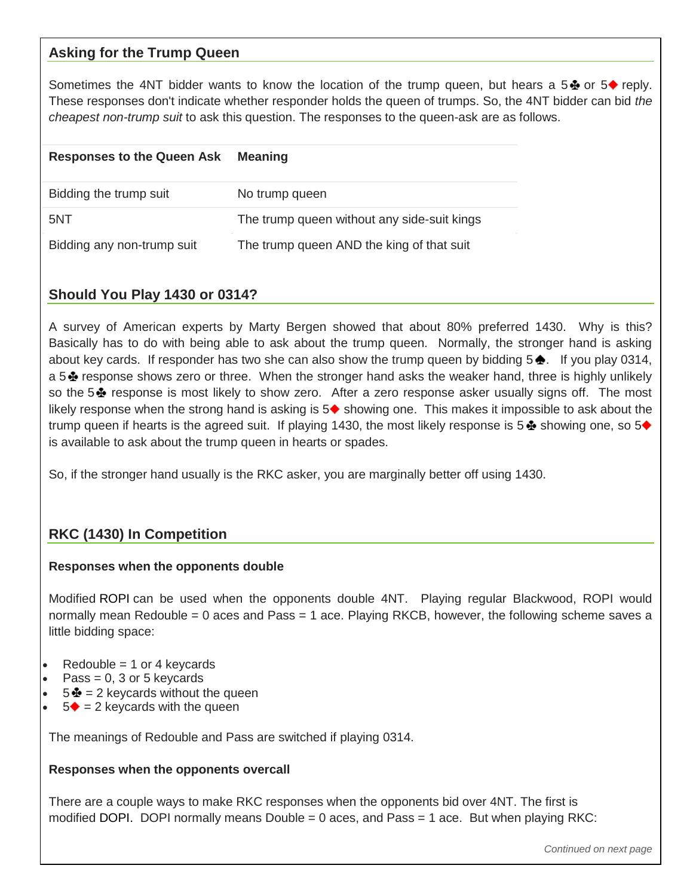## Asking for the Trump Queen

Sometimes the 4NT bidder wants to know the location of the trump queen, but hears a 5♣ or 5♦ reply. These responses don't indicate whether responder holds the queen of trumps. So, the 4NT bidder can bid *the cheapest non-trump suit* to ask this question. The responses to the queen-ask are as follows.

| Responses to the Queen Ask | Meaning |
|---|---|
| Bidding the trump suit | No trump queen |
| 5NT | The trump queen without any side-suit kings |
| Bidding any non-trump suit | The trump queen AND the king of that suit |

## Should You Play 1430 or 0314?

A survey of American experts by Marty Bergen showed that about 80% preferred 1430. Why is this? Basically has to do with being able to ask about the trump queen. Normally, the stronger hand is asking about key cards. If responder has two she can also show the trump queen by bidding 5♠. If you play 0314, a 5♣ response shows zero or three. When the stronger hand asks the weaker hand, three is highly unlikely so the 5♣ response is most likely to show zero. After a zero response asker usually signs off. The most likely response when the strong hand is asking is 5♦ showing one. This makes it impossible to ask about the trump queen if hearts is the agreed suit. If playing 1430, the most likely response is 5♣ showing one, so 5♦ is available to ask about the trump queen in hearts or spades.

So, if the stronger hand usually is the RKC asker, you are marginally better off using 1430.

## RKC (1430) In Competition

**Responses when the opponents double**

Modified ROPI can be used when the opponents double 4NT. Playing regular Blackwood, ROPI would normally mean Redouble = 0 aces and Pass = 1 ace. Playing RKCB, however, the following scheme saves a little bidding space:

- Redouble = 1 or 4 keycards
- Pass = 0, 3 or 5 keycards
- 5♣ = 2 keycards without the queen
- 5♦ = 2 keycards with the queen

The meanings of Redouble and Pass are switched if playing 0314.

**Responses when the opponents overcall**

There are a couple ways to make RKC responses when the opponents bid over 4NT. The first is modified DOPI. DOPI normally means Double = 0 aces, and Pass = 1 ace. But when playing RKC:

*Continued on next page*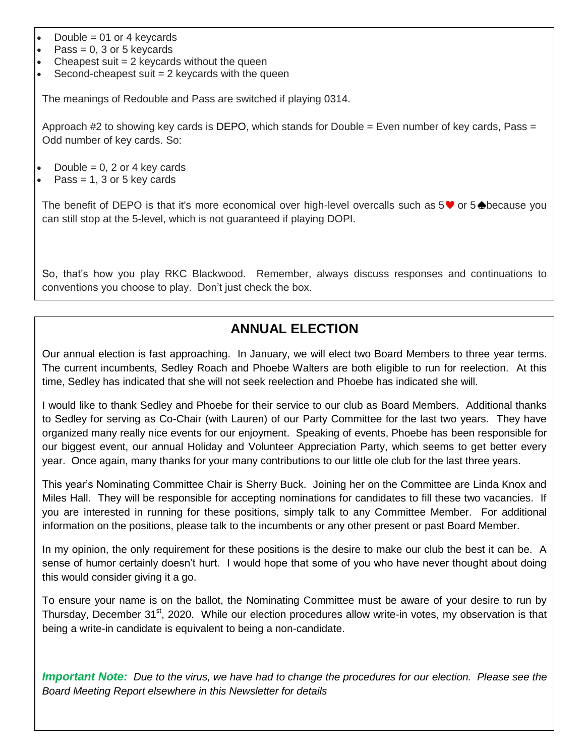- Double = 01 or 4 keycards
- Pass = 0, 3 or 5 keycards
- Cheapest suit = 2 keycards without the queen
- Second-cheapest suit = 2 keycards with the queen

The meanings of Redouble and Pass are switched if playing 0314.

Approach #2 to showing key cards is DEPO, which stands for Double = Even number of key cards, Pass = Odd number of key cards. So:

- Double = 0, 2 or 4 key cards
- Pass = 1, 3 or 5 key cards

The benefit of DEPO is that it's more economical over high-level overcalls such as 5♥ or 5♠because you can still stop at the 5-level, which is not guaranteed if playing DOPI.

So, that's how you play RKC Blackwood. Remember, always discuss responses and continuations to conventions you choose to play. Don't just check the box.

## ANNUAL ELECTION

Our annual election is fast approaching. In January, we will elect two Board Members to three year terms. The current incumbents, Sedley Roach and Phoebe Walters are both eligible to run for reelection. At this time, Sedley has indicated that she will not seek reelection and Phoebe has indicated she will.

I would like to thank Sedley and Phoebe for their service to our club as Board Members. Additional thanks to Sedley for serving as Co-Chair (with Lauren) of our Party Committee for the last two years. They have organized many really nice events for our enjoyment. Speaking of events, Phoebe has been responsible for our biggest event, our annual Holiday and Volunteer Appreciation Party, which seems to get better every year. Once again, many thanks for your many contributions to our little ole club for the last three years.

This year's Nominating Committee Chair is Sherry Buck. Joining her on the Committee are Linda Knox and Miles Hall. They will be responsible for accepting nominations for candidates to fill these two vacancies. If you are interested in running for these positions, simply talk to any Committee Member. For additional information on the positions, please talk to the incumbents or any other present or past Board Member.

In my opinion, the only requirement for these positions is the desire to make our club the best it can be. A sense of humor certainly doesn't hurt. I would hope that some of you who have never thought about doing this would consider giving it a go.

To ensure your name is on the ballot, the Nominating Committee must be aware of your desire to run by Thursday, December 31st, 2020. While our election procedures allow write-in votes, my observation is that being a write-in candidate is equivalent to being a non-candidate.

***Important Note:*** *Due to the virus, we have had to change the procedures for our election. Please see the Board Meeting Report elsewhere in this Newsletter for details*